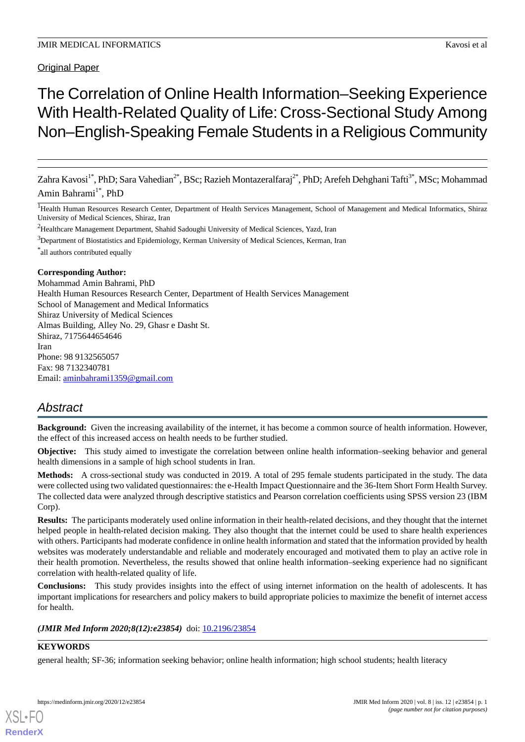Original Paper

# The Correlation of Online Health Information–Seeking Experience With Health-Related Quality of Life: Cross-Sectional Study Among Non–English-Speaking Female Students in a Religious Community

Zahra Kavosi[1*], PhD; Sara Vahedian[2*], BSc; Razieh Montazeralfaraj[2*], PhD; Arefeh Dehghani Tafti[3*], MSc; Mohammad Amin Bahrami[1*], PhD

[1]Health Human Resources Research Center, Department of Health Services Management, School of Management and Medical Informatics, Shiraz University of Medical Sciences, Shiraz, Iran

[2]Healthcare Management Department, Shahid Sadoughi University of Medical Sciences, Yazd, Iran

[3]Department of Biostatistics and Epidemiology, Kerman University of Medical Sciences, Kerman, Iran

[*]all authors contributed equally

**Corresponding Author:**
Mohammad Amin Bahrami, PhD
Health Human Resources Research Center, Department of Health Services Management
School of Management and Medical Informatics
Shiraz University of Medical Sciences
Almas Building, Alley No. 29, Ghasr e Dasht St.
Shiraz, 7175644654646
Iran
Phone: 98 9132565057
Fax: 98 7132340781
Email: aminbahrami1359@gmail.com

## Abstract

**Background:** Given the increasing availability of the internet, it has become a common source of health information. However, the effect of this increased access on health needs to be further studied.

**Objective:** This study aimed to investigate the correlation between online health information–seeking behavior and general health dimensions in a sample of high school students in Iran.

**Methods:** A cross-sectional study was conducted in 2019. A total of 295 female students participated in the study. The data were collected using two validated questionnaires: the e-Health Impact Questionnaire and the 36-Item Short Form Health Survey. The collected data were analyzed through descriptive statistics and Pearson correlation coefficients using SPSS version 23 (IBM Corp).

**Results:** The participants moderately used online information in their health-related decisions, and they thought that the internet helped people in health-related decision making. They also thought that the internet could be used to share health experiences with others. Participants had moderate confidence in online health information and stated that the information provided by health websites was moderately understandable and reliable and moderately encouraged and motivated them to play an active role in their health promotion. Nevertheless, the results showed that online health information–seeking experience had no significant correlation with health-related quality of life.

**Conclusions:** This study provides insights into the effect of using internet information on the health of adolescents. It has important implications for researchers and policy makers to build appropriate policies to maximize the benefit of internet access for health.

***(JMIR Med Inform 2020;8(12):e23854)*** doi: 10.2196/23854

**KEYWORDS**

general health; SF-36; information seeking behavior; online health information; high school students; health literacy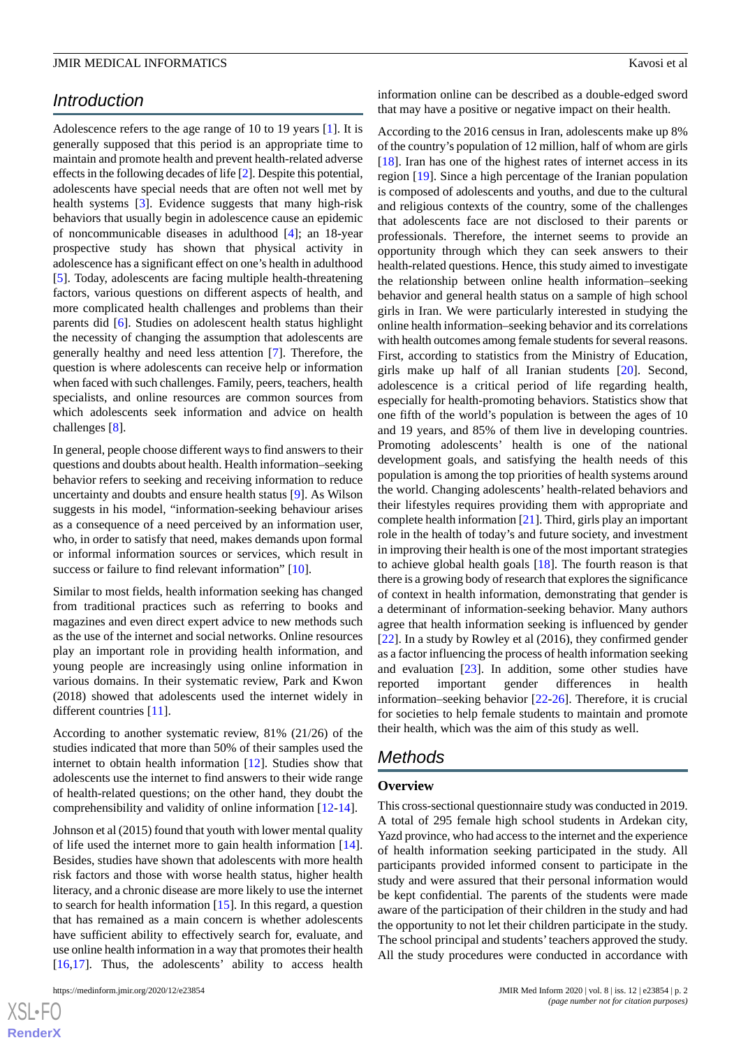## Introduction

Adolescence refers to the age range of 10 to 19 years [1]. It is generally supposed that this period is an appropriate time to maintain and promote health and prevent health-related adverse effects in the following decades of life [2]. Despite this potential, adolescents have special needs that are often not well met by health systems [3]. Evidence suggests that many high-risk behaviors that usually begin in adolescence cause an epidemic of noncommunicable diseases in adulthood [4]; an 18-year prospective study has shown that physical activity in adolescence has a significant effect on one's health in adulthood [5]. Today, adolescents are facing multiple health-threatening factors, various questions on different aspects of health, and more complicated health challenges and problems than their parents did [6]. Studies on adolescent health status highlight the necessity of changing the assumption that adolescents are generally healthy and need less attention [7]. Therefore, the question is where adolescents can receive help or information when faced with such challenges. Family, peers, teachers, health specialists, and online resources are common sources from which adolescents seek information and advice on health challenges [8].

In general, people choose different ways to find answers to their questions and doubts about health. Health information–seeking behavior refers to seeking and receiving information to reduce uncertainty and doubts and ensure health status [9]. As Wilson suggests in his model, "information-seeking behaviour arises as a consequence of a need perceived by an information user, who, in order to satisfy that need, makes demands upon formal or informal information sources or services, which result in success or failure to find relevant information" [10].

Similar to most fields, health information seeking has changed from traditional practices such as referring to books and magazines and even direct expert advice to new methods such as the use of the internet and social networks. Online resources play an important role in providing health information, and young people are increasingly using online information in various domains. In their systematic review, Park and Kwon (2018) showed that adolescents used the internet widely in different countries [11].

According to another systematic review, 81% (21/26) of the studies indicated that more than 50% of their samples used the internet to obtain health information [12]. Studies show that adolescents use the internet to find answers to their wide range of health-related questions; on the other hand, they doubt the comprehensibility and validity of online information [12-14].

Johnson et al (2015) found that youth with lower mental quality of life used the internet more to gain health information [14]. Besides, studies have shown that adolescents with more health risk factors and those with worse health status, higher health literacy, and a chronic disease are more likely to use the internet to search for health information [15]. In this regard, a question that has remained as a main concern is whether adolescents have sufficient ability to effectively search for, evaluate, and use online health information in a way that promotes their health [16,17]. Thus, the adolescents' ability to access health information online can be described as a double-edged sword that may have a positive or negative impact on their health.

According to the 2016 census in Iran, adolescents make up 8% of the country's population of 12 million, half of whom are girls [18]. Iran has one of the highest rates of internet access in its region [19]. Since a high percentage of the Iranian population is composed of adolescents and youths, and due to the cultural and religious contexts of the country, some of the challenges that adolescents face are not disclosed to their parents or professionals. Therefore, the internet seems to provide an opportunity through which they can seek answers to their health-related questions. Hence, this study aimed to investigate the relationship between online health information–seeking behavior and general health status on a sample of high school girls in Iran. We were particularly interested in studying the online health information–seeking behavior and its correlations with health outcomes among female students for several reasons. First, according to statistics from the Ministry of Education, girls make up half of all Iranian students [20]. Second, adolescence is a critical period of life regarding health, especially for health-promoting behaviors. Statistics show that one fifth of the world's population is between the ages of 10 and 19 years, and 85% of them live in developing countries. Promoting adolescents' health is one of the national development goals, and satisfying the health needs of this population is among the top priorities of health systems around the world. Changing adolescents' health-related behaviors and their lifestyles requires providing them with appropriate and complete health information [21]. Third, girls play an important role in the health of today's and future society, and investment in improving their health is one of the most important strategies to achieve global health goals [18]. The fourth reason is that there is a growing body of research that explores the significance of context in health information, demonstrating that gender is a determinant of information-seeking behavior. Many authors agree that health information seeking is influenced by gender [22]. In a study by Rowley et al (2016), they confirmed gender as a factor influencing the process of health information seeking and evaluation [23]. In addition, some other studies have reported important gender differences in health information–seeking behavior [22-26]. Therefore, it is crucial for societies to help female students to maintain and promote their health, which was the aim of this study as well.

## Methods

### Overview

This cross-sectional questionnaire study was conducted in 2019. A total of 295 female high school students in Ardekan city, Yazd province, who had access to the internet and the experience of health information seeking participated in the study. All participants provided informed consent to participate in the study and were assured that their personal information would be kept confidential. The parents of the students were made aware of the participation of their children in the study and had the opportunity to not let their children participate in the study. The school principal and students' teachers approved the study. All the study procedures were conducted in accordance with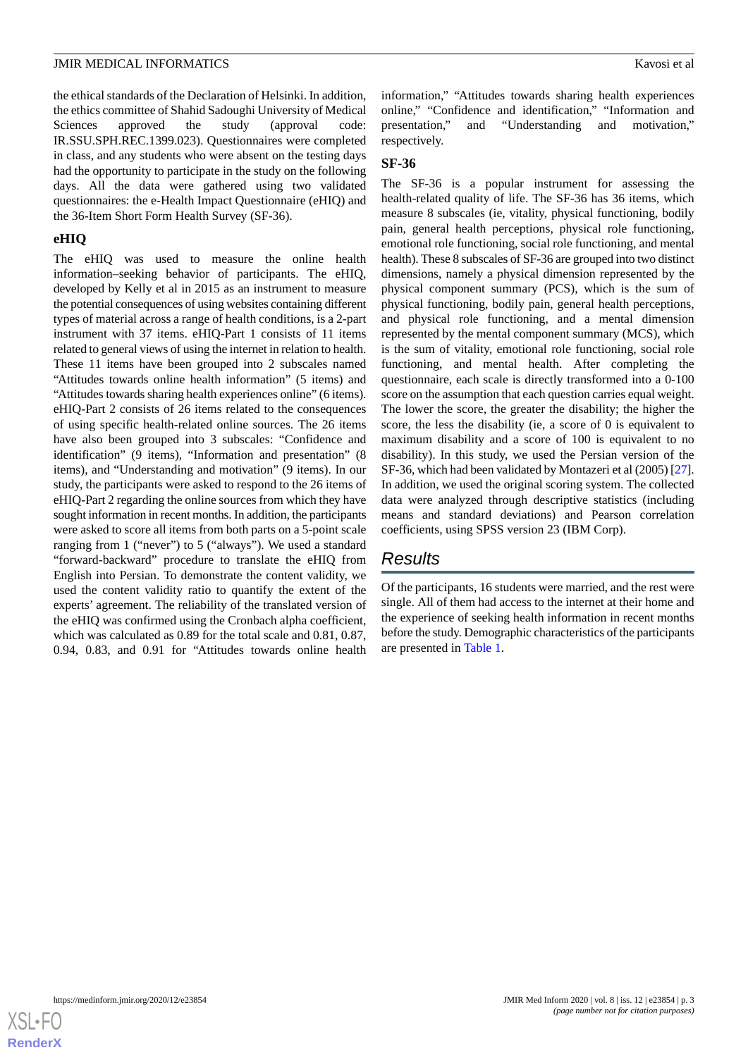the ethical standards of the Declaration of Helsinki. In addition, the ethics committee of Shahid Sadoughi University of Medical Sciences approved the study (approval code: IR.SSU.SPH.REC.1399.023). Questionnaires were completed in class, and any students who were absent on the testing days had the opportunity to participate in the study on the following days. All the data were gathered using two validated questionnaires: the e-Health Impact Questionnaire (eHIQ) and the 36-Item Short Form Health Survey (SF-36).

### eHIQ

The eHIQ was used to measure the online health information–seeking behavior of participants. The eHIQ, developed by Kelly et al in 2015 as an instrument to measure the potential consequences of using websites containing different types of material across a range of health conditions, is a 2-part instrument with 37 items. eHIQ-Part 1 consists of 11 items related to general views of using the internet in relation to health. These 11 items have been grouped into 2 subscales named "Attitudes towards online health information" (5 items) and "Attitudes towards sharing health experiences online" (6 items). eHIQ-Part 2 consists of 26 items related to the consequences of using specific health-related online sources. The 26 items have also been grouped into 3 subscale: "Confidence and identification" (9 items), "Information and presentation" (8 items), and "Understanding and motivation" (9 items). In our study, the participants were asked to respond to the 26 items of eHIQ-Part 2 regarding the online sources from which they have sought information in recent months. In addition, the participants were asked to score all items from both parts on a 5-point scale ranging from 1 ("never") to 5 ("always"). We used a standard "forward-backward" procedure to translate the eHIQ from English into Persian. To demonstrate the content validity, we used the content validity ratio to quantify the extent of the experts' agreement. The reliability of the translated version of the eHIQ was confirmed using the Cronbach alpha coefficient, which was calculated as 0.89 for the total scale and 0.81, 0.87, 0.94, 0.83, and 0.91 for "Attitudes towards online health information," "Attitudes towards sharing health experiences online," "Confidence and identification," "Information and presentation," and "Understanding and motivation," respectively.

### SF-36

The SF-36 is a popular instrument for assessing the health-related quality of life. The SF-36 has 36 items, which measure 8 subscales (ie, vitality, physical functioning, bodily pain, general health perceptions, physical role functioning, emotional role functioning, social role functioning, and mental health). These 8 subscales of SF-36 are grouped into two distinct dimensions, namely a physical dimension represented by the physical component summary (PCS), which is the sum of physical functioning, bodily pain, general health perceptions, and physical role functioning, and a mental dimension represented by the mental component summary (MCS), which is the sum of vitality, emotional role functioning, social role functioning, and mental health. After completing the questionnaire, each scale is directly transformed into a 0-100 score on the assumption that each question carries equal weight. The lower the score, the greater the disability; the higher the score, the less the disability (ie, a score of 0 is equivalent to maximum disability and a score of 100 is equivalent to no disability). In this study, we used the Persian version of the SF-36, which had been validated by Montazeri et al (2005) [27]. In addition, we used the original scoring system. The collected data were analyzed through descriptive statistics (including means and standard deviations) and Pearson correlation coefficients, using SPSS version 23 (IBM Corp).

## Results

Of the participants, 16 students were married, and the rest were single. All of them had access to the internet at their home and the experience of seeking health information in recent months before the study. Demographic characteristics of the participants are presented in Table 1.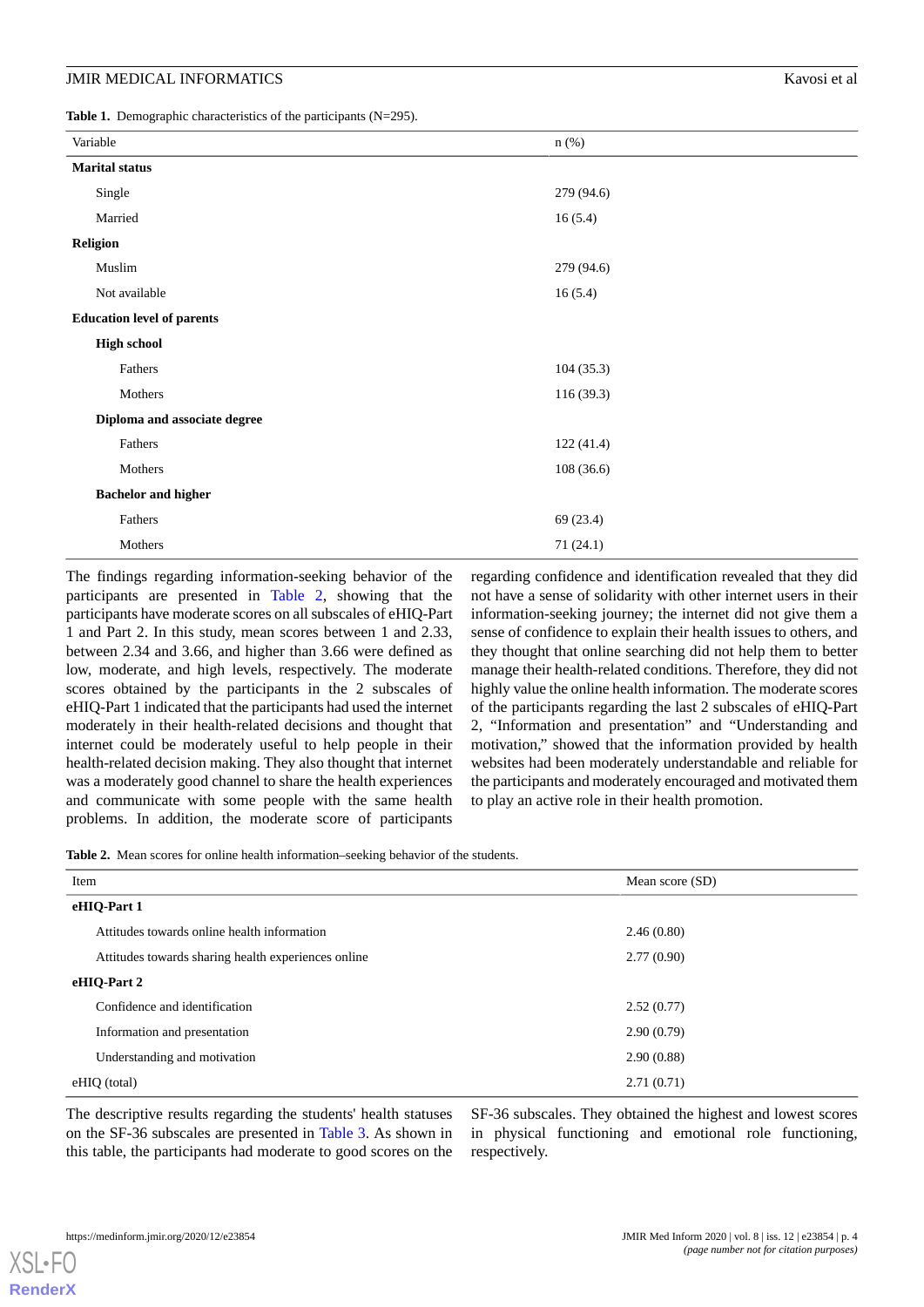**Table 1.** Demographic characteristics of the participants (N=295).

| Variable | n (%) |
|---|---|
| **Marital status** | |
| Single | 279 (94.6) |
| Married | 16 (5.4) |
| **Religion** | |
| Muslim | 279 (94.6) |
| Not available | 16 (5.4) |
| **Education level of parents** | |
| **High school** | |
| Fathers | 104 (35.3) |
| Mothers | 116 (39.3) |
| **Diploma and associate degree** | |
| Fathers | 122 (41.4) |
| Mothers | 108 (36.6) |
| **Bachelor and higher** | |
| Fathers | 69 (23.4) |
| Mothers | 71 (24.1) |

The findings regarding information-seeking behavior of the participants are presented in Table 2, showing that the participants have moderate scores on all subscales of eHIQ-Part 1 and Part 2. In this study, mean scores between 1 and 2.33, between 2.34 and 3.66, and higher than 3.66 were defined as low, moderate, and high levels, respectively. The moderate scores obtained by the participants in the 2 subscales of eHIQ-Part 1 indicated that the participants had used the internet moderately in their health-related decisions and thought that internet could be moderately useful to help people in their health-related decision making. They also thought that internet was a moderately good channel to share the health experiences and communicate with some people with the same health problems. In addition, the moderate score of participants regarding confidence and identification revealed that they did not have a sense of solidarity with other internet users in their information-seeking journey; the internet did not give them a sense of confidence to explain their health issues to others, and they thought that online searching did not help them to better manage their health-related conditions. Therefore, they did not highly value the online health information. The moderate scores of the participants regarding the last 2 subscales of eHIQ-Part 2, "Information and presentation" and "Understanding and motivation," showed that the information provided by health websites had been moderately understandable and reliable for the participants and moderately encouraged and motivated them to play an active role in their health promotion.

**Table 2.** Mean scores for online health information–seeking behavior of the students.

| Item | Mean score (SD) |
|---|---|
| **eHIQ-Part 1** | |
| Attitudes towards online health information | 2.46 (0.80) |
| Attitudes towards sharing health experiences online | 2.77 (0.90) |
| **eHIQ-Part 2** | |
| Confidence and identification | 2.52 (0.77) |
| Information and presentation | 2.90 (0.79) |
| Understanding and motivation | 2.90 (0.88) |
| eHIQ (total) | 2.71 (0.71) |

The descriptive results regarding the students' health statuses on the SF-36 subscales are presented in Table 3. As shown in this table, the participants had moderate to good scores on the SF-36 subscales. They obtained the highest and lowest scores in physical functioning and emotional role functioning, respectively.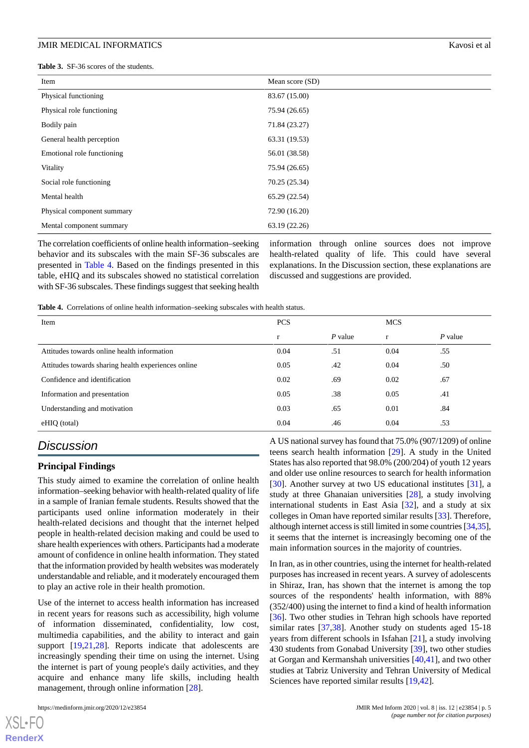**Table 3.** SF-36 scores of the students.

| Item | Mean score (SD) |
|---|---|
| Physical functioning | 83.67 (15.00) |
| Physical role functioning | 75.94 (26.65) |
| Bodily pain | 71.84 (23.27) |
| General health perception | 63.31 (19.53) |
| Emotional role functioning | 56.01 (38.58) |
| Vitality | 75.94 (26.65) |
| Social role functioning | 70.25 (25.34) |
| Mental health | 65.29 (22.54) |
| Physical component summary | 72.90 (16.20) |
| Mental component summary | 63.19 (22.26) |

The correlation coefficients of online health information–seeking behavior and its subscales with the main SF-36 subscales are presented in Table 4. Based on the findings presented in this table, eHIQ and its subscales showed no statistical correlation with SF-36 subscales. These findings suggest that seeking health information through online sources does not improve health-related quality of life. This could have several explanations. In the Discussion section, these explanations are discussed and suggestions are provided.

**Table 4.** Correlations of online health information–seeking subscales with health status.

| Item | PCS | | MCS | |
|---|---|---|---|---|
| | r | *P* value | r | *P* value |
| Attitudes towards online health information | 0.04 | .51 | 0.04 | .55 |
| Attitudes towards sharing health experiences online | 0.05 | .42 | 0.04 | .50 |
| Confidence and identification | 0.02 | .69 | 0.02 | .67 |
| Information and presentation | 0.05 | .38 | 0.05 | .41 |
| Understanding and motivation | 0.03 | .65 | 0.01 | .84 |
| eHIQ (total) | 0.04 | .46 | 0.04 | .53 |

## Discussion

### Principal Findings

This study aimed to examine the correlation of online health information–seeking behavior with health-related quality of life in a sample of Iranian female students. Results showed that the participants used online information moderately in their health-related decisions and thought that the internet helped people in health-related decision making and could be used to share health experiences with others. Participants had a moderate amount of confidence in online health information. They stated that the information provided by health websites was moderately understandable and reliable, and it moderately encouraged them to play an active role in their health promotion.

Use of the internet to access health information has increased in recent years for reasons such as accessibility, high volume of information disseminated, confidentiality, low cost, multimedia capabilities, and the ability to interact and gain support [19,21,28]. Reports indicate that adolescents are increasingly spending their time on using the internet. Using the internet is part of young people's daily activities, and they acquire and enhance many life skills, including health management, through online information [28].

A US national survey has found that 75.0% (907/1209) of online teens search health information [29]. A study in the United States has also reported that 98.0% (200/204) of youth 12 years and older use online resources to search for health information [30]. Another survey at two US educational institutes [31], a study at three Ghanaian universities [28], a study involving international students in East Asia [32], and a study at six colleges in Oman have reported similar results [33]. Therefore, although internet access is still limited in some countries [34,35], it seems that the internet is increasingly becoming one of the main information sources in the majority of countries.

In Iran, as in other countries, using the internet for health-related purposes has increased in recent years. A survey of adolescents in Shiraz, Iran, has shown that the internet is among the top sources of the respondents' health information, with 88% (352/400) using the internet to find a kind of health information [36]. Two other studies in Tehran high schools have reported similar rates [37,38]. Another study on students aged 15-18 years from different schools in Isfahan [21], a study involving 430 students from Gonabad University [39], two other studies at Gorgan and Kermanshah universities [40,41], and two other studies at Tabriz University and Tehran University of Medical Sciences have reported similar results [19,42].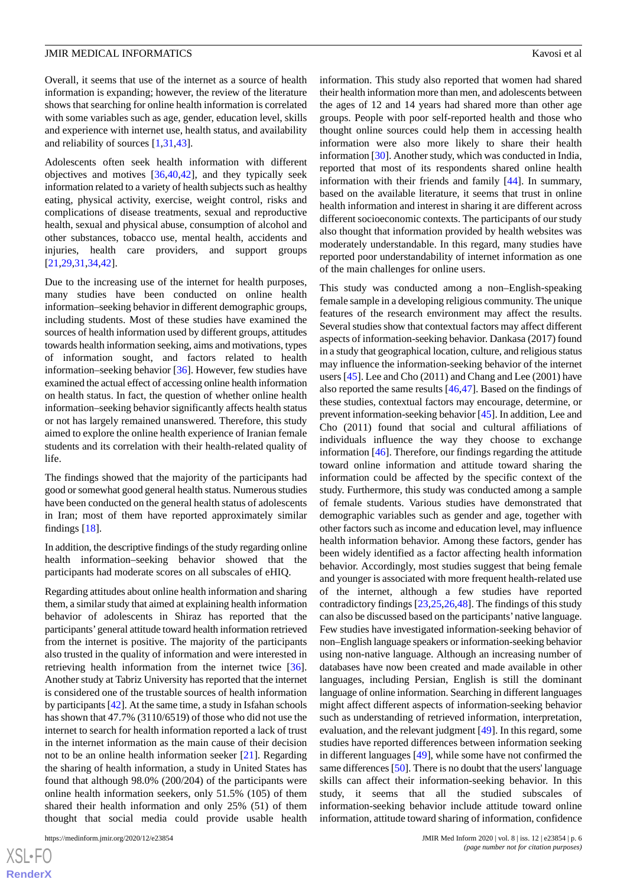Overall, it seems that use of the internet as a source of health information is expanding; however, the review of the literature shows that searching for online health information is correlated with some variables such as age, gender, education level, skills and experience with internet use, health status, and availability and reliability of sources [1,31,43].

Adolescents often seek health information with different objectives and motives [36,40,42], and they typically seek information related to a variety of health subjects such as healthy eating, physical activity, exercise, weight control, risks and complications of disease treatments, sexual and reproductive health, sexual and physical abuse, consumption of alcohol and other substances, tobacco use, mental health, accidents and injuries, health care providers, and support groups [21,29,31,34,42].

Due to the increasing use of the internet for health purposes, many studies have been conducted on online health information–seeking behavior in different demographic groups, including students. Most of these studies have examined the sources of health information used by different groups, attitudes towards health information seeking, aims and motivations, types of information sought, and factors related to health information–seeking behavior [36]. However, few studies have examined the actual effect of accessing online health information on health status. In fact, the question of whether online health information–seeking behavior significantly affects health status or not has largely remained unanswered. Therefore, this study aimed to explore the online health experience of Iranian female students and its correlation with their health-related quality of life.

The findings showed that the majority of the participants had good or somewhat good general health status. Numerous studies have been conducted on the general health status of adolescents in Iran; most of them have reported approximately similar findings [18].

In addition, the descriptive findings of the study regarding online health information–seeking behavior showed that the participants had moderate scores on all subscales of eHIQ.

Regarding attitudes about online health information and sharing them, a similar study that aimed at explaining health information behavior of adolescents in Shiraz has reported that the participants' general attitude toward health information retrieved from the internet is positive. The majority of the participants also trusted in the quality of information and were interested in retrieving health information from the internet twice [36]. Another study at Tabriz University has reported that the internet is considered one of the trustable sources of health information by participants [42]. At the same time, a study in Isfahan schools has shown that 47.7% (3110/6519) of those who did not use the internet to search for health information reported a lack of trust in the internet information as the main cause of their decision not to be an online health information seeker [21]. Regarding the sharing of health information, a study in United States has found that although 98.0% (200/204) of the participants were online health information seekers, only 51.5% (105) of them shared their health information and only 25% (51) of them thought that social media could provide usable health information. This study also reported that women had shared their health information more than men, and adolescents between the ages of 12 and 14 years had shared more than other age groups. People with poor self-reported health and those who thought online sources could help them in accessing health information were also more likely to share their health information [30]. Another study, which was conducted in India, reported that most of its respondents shared online health information with their friends and family [44]. In summary, based on the available literature, it seems that trust in online health information and interest in sharing it are different across different socioeconomic contexts. The participants of our study also thought that information provided by health websites was moderately understandable. In this regard, many studies have reported poor understandability of internet information as one of the main challenges for online users.

This study was conducted among a non–English-speaking female sample in a developing religious community. The unique features of the research environment may affect the results. Several studies show that contextual factors may affect different aspects of information-seeking behavior. Dankasa (2017) found in a study that geographical location, culture, and religious status may influence the information-seeking behavior of the internet users [45]. Lee and Cho (2011) and Chang and Lee (2001) have also reported the same results [46,47]. Based on the findings of these studies, contextual factors may encourage, determine, or prevent information-seeking behavior [45]. In addition, Lee and Cho (2011) found that social and cultural affiliations of individuals influence the way they choose to exchange information [46]. Therefore, our findings regarding the attitude toward online information and attitude toward sharing the information could be affected by the specific context of the study. Furthermore, this study was conducted among a sample of female students. Various studies have demonstrated that demographic variables such as gender and age, together with other factors such as income and education level, may influence health information behavior. Among these factors, gender has been widely identified as a factor affecting health information behavior. Accordingly, most studies suggest that being female and younger is associated with more frequent health-related use of the internet, although a few studies have reported contradictory findings [23,25,26,48]. The findings of this study can also be discussed based on the participants' native language. Few studies have investigated information-seeking behavior of non–English language speakers or information-seeking behavior using non-native language. Although an increasing number of databases have now been created and made available in other languages, including Persian, English is still the dominant language of online information. Searching in different languages might affect different aspects of information-seeking behavior such as understanding of retrieved information, interpretation, evaluation, and the relevant judgment [49]. In this regard, some studies have reported differences between information seeking in different languages [49], while some have not confirmed the same differences [50]. There is no doubt that the users' language skills can affect their information-seeking behavior. In this study, it seems that all the studied subscales of information-seeking behavior include attitude toward online information, attitude toward sharing of information, confidence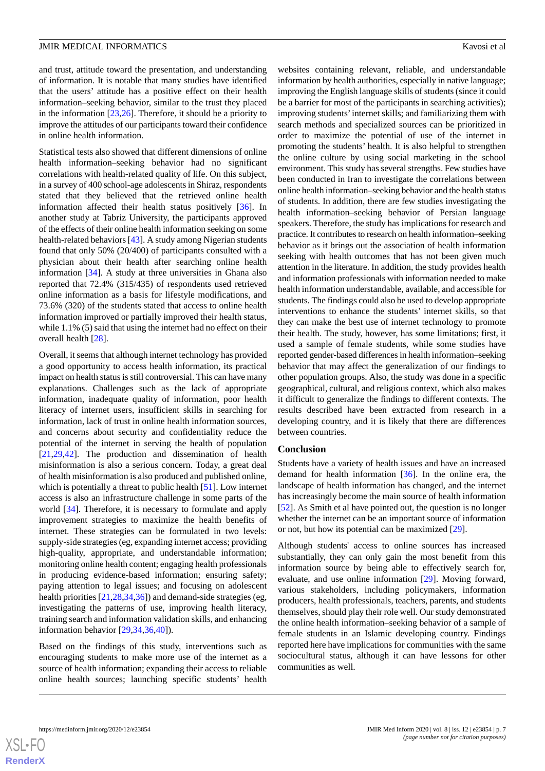and trust, attitude toward the presentation, and understanding of information. It is notable that many studies have identified that the users' attitude has a positive effect on their health information–seeking behavior, similar to the trust they placed in the information [23,26]. Therefore, it should be a priority to improve the attitudes of our participants toward their confidence in online health information.

Statistical tests also showed that different dimensions of online health information–seeking behavior had no significant correlations with health-related quality of life. On this subject, in a survey of 400 school-age adolescents in Shiraz, respondents stated that they believed that the retrieved online health information affected their health status positively [36]. In another study at Tabriz University, the participants approved of the effects of their online health information seeking on some health-related behaviors [43]. A study among Nigerian students found that only 50% (20/400) of participants consulted with a physician about their health after searching online health information [34]. A study at three universities in Ghana also reported that 72.4% (315/435) of respondents used retrieved online information as a basis for lifestyle modifications, and 73.6% (320) of the students stated that access to online health information improved or partially improved their health status, while 1.1% (5) said that using the internet had no effect on their overall health [28].

Overall, it seems that although internet technology has provided a good opportunity to access health information, its practical impact on health status is still controversial. This can have many explanations. Challenges such as the lack of appropriate information, inadequate quality of information, poor health literacy of internet users, insufficient skills in searching for information, lack of trust in online health information sources, and concerns about security and confidentiality reduce the potential of the internet in serving the health of population [21,29,42]. The production and dissemination of health misinformation is also a serious concern. Today, a great deal of health misinformation is also produced and published online, which is potentially a threat to public health [51]. Low internet access is also an infrastructure challenge in some parts of the world [34]. Therefore, it is necessary to formulate and apply improvement strategies to maximize the health benefits of internet. These strategies can be formulated in two levels: supply-side strategies (eg, expanding internet access; providing high-quality, appropriate, and understandable information; monitoring online health content; engaging health professionals in producing evidence-based information; ensuring safety; paying attention to legal issues; and focusing on adolescent health priorities [21,28,34,36]) and demand-side strategies (eg, investigating the patterns of use, improving health literacy, training search and information validation skills, and enhancing information behavior [29,34,36,40]).

Based on the findings of this study, interventions such as encouraging students to make more use of the internet as a source of health information; expanding their access to reliable online health sources; launching specific students' health websites containing relevant, reliable, and understandable information by health authorities, especially in native language; improving the English language skills of students (since it could be a barrier for most of the participants in searching activities); improving students' internet skills; and familiarizing them with search methods and specialized sources can be prioritized in order to maximize the potential of use of the internet in promoting the students' health. It is also helpful to strengthen the online culture by using social marketing in the school environment. This study has several strengths. Few studies have been conducted in Iran to investigate the correlations between online health information–seeking behavior and the health status of students. In addition, there are few studies investigating the health information–seeking behavior of Persian language speakers. Therefore, the study has implications for research and practice. It contributes to research on health information–seeking behavior as it brings out the association of health information seeking with health outcomes that has not been given much attention in the literature. In addition, the study provides health and information professionals with information needed to make health information understandable, available, and accessible for students. The findings could also be used to develop appropriate interventions to enhance the students' internet skills, so that they can make the best use of internet technology to promote their health. The study, however, has some limitations; first, it used a sample of female students, while some studies have reported gender-based differences in health information–seeking behavior that may affect the generalization of our findings to other population groups. Also, the study was done in a specific geographical, cultural, and religious context, which also makes it difficult to generalize the findings to different contexts. The results described have been extracted from research in a developing country, and it is likely that there are differences between countries.

## Conclusion

Students have a variety of health issues and have an increased demand for health information [36]. In the online era, the landscape of health information has changed, and the internet has increasingly become the main source of health information [52]. As Smith et al have pointed out, the question is no longer whether the internet can be an important source of information or not, but how its potential can be maximized [29].

Although students' access to online sources has increased substantially, they can only gain the most benefit from this information source by being able to effectively search for, evaluate, and use online information [29]. Moving forward, various stakeholders, including policymakers, information producers, health professionals, teachers, parents, and students themselves, should play their role well. Our study demonstrated the online health information–seeking behavior of a sample of female students in an Islamic developing country. Findings reported here have implications for communities with the same sociocultural status, although it can have lessons for other communities as well.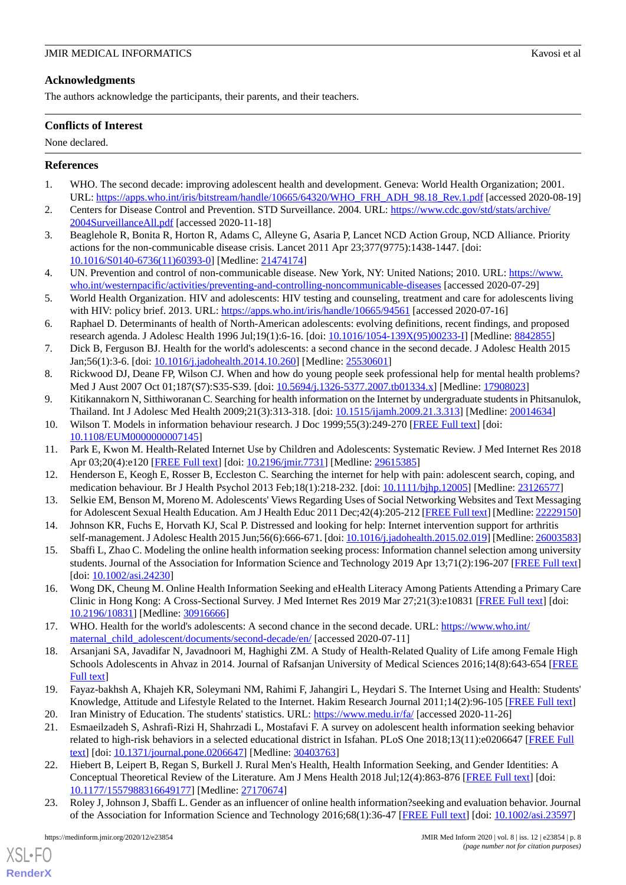## Acknowledgments

The authors acknowledge the participants, their parents, and their teachers.

## Conflicts of Interest

None declared.

## References

1. WHO. The second decade: improving adolescent health and development. Geneva: World Health Organization; 2001. URL: https://apps.who.int/iris/bitstream/handle/10665/64320/WHO_FRH_ADH_98.18_Rev.1.pdf [accessed 2020-08-19]
2. Centers for Disease Control and Prevention. STD Surveillance. 2004. URL: https://www.cdc.gov/std/stats/archive/2004SurveillanceAll.pdf [accessed 2020-11-18]
3. Beaglehole R, Bonita R, Horton R, Adams C, Alleyne G, Asaria P, Lancet NCD Action Group, NCD Alliance. Priority actions for the non-communicable disease crisis. Lancet 2011 Apr 23;377(9775):1438-1447. [doi: 10.1016/S0140-6736(11)60393-0] [Medline: 21474174]
4. UN. Prevention and control of non-communicable disease. New York, NY: United Nations; 2010. URL: https://www.who.int/westernpacific/activities/preventing-and-controlling-noncommunicable-diseases [accessed 2020-07-29]
5. World Health Organization. HIV and adolescents: HIV testing and counseling, treatment and care for adolescents living with HIV: policy brief. 2013. URL: https://apps.who.int/iris/handle/10665/94561 [accessed 2020-07-16]
6. Raphael D. Determinants of health of North-American adolescents: evolving definitions, recent findings, and proposed research agenda. J Adolesc Health 1996 Jul;19(1):6-16. [doi: 10.1016/1054-139X(95)00233-I] [Medline: 8842855]
7. Dick B, Ferguson BJ. Health for the world's adolescents: a second chance in the second decade. J Adolesc Health 2015 Jan;56(1):3-6. [doi: 10.1016/j.jadohealth.2014.10.260] [Medline: 25530601]
8. Rickwood DJ, Deane FP, Wilson CJ. When and how do young people seek professional help for mental health problems? Med J Aust 2007 Oct 01;187(S7):S35-S39. [doi: 10.5694/j.1326-5377.2007.tb01334.x] [Medline: 17908023]
9. Kitikannakorn N, Sitthiworanan C. Searching for health information on the Internet by undergraduate students in Phitsanulok, Thailand. Int J Adolesc Med Health 2009;21(3):313-318. [doi: 10.1515/ijamh.2009.21.3.313] [Medline: 20014634]
10. Wilson T. Models in information behaviour research. J Doc 1999;55(3):249-270 [FREE Full text] [doi: 10.1108/EUM0000000007145]
11. Park E, Kwon M. Health-Related Internet Use by Children and Adolescents: Systematic Review. J Med Internet Res 2018 Apr 03;20(4):e120 [FREE Full text] [doi: 10.2196/jmir.7731] [Medline: 29615385]
12. Henderson E, Keogh E, Rosser B, Eccleston C. Searching the internet for help with pain: adolescent search, coping, and medication behaviour. Br J Health Psychol 2013 Feb;18(1):218-232. [doi: 10.1111/bjhp.12005] [Medline: 23126577]
13. Selkie EM, Benson M, Moreno M. Adolescents' Views Regarding Uses of Social Networking Websites and Text Messaging for Adolescent Sexual Health Education. Am J Health Educ 2011 Dec;42(4):205-212 [FREE Full text] [Medline: 22229150]
14. Johnson KR, Fuchs E, Horvath KJ, Scal P. Distressed and looking for help: Internet intervention support for arthritis self-management. J Adolesc Health 2015 Jun;56(6):666-671. [doi: 10.1016/j.jadohealth.2015.02.019] [Medline: 26003583]
15. Sbaffi L, Zhao C. Modeling the online health information seeking process: Information channel selection among university students. Journal of the Association for Information Science and Technology 2019 Apr 13;71(2):196-207 [FREE Full text] [doi: 10.1002/asi.24230]
16. Wong DK, Cheung M. Online Health Information Seeking and eHealth Literacy Among Patients Attending a Primary Care Clinic in Hong Kong: A Cross-Sectional Survey. J Med Internet Res 2019 Mar 27;21(3):e10831 [FREE Full text] [doi: 10.2196/10831] [Medline: 30916666]
17. WHO. Health for the world's adolescents: A second chance in the second decade. URL: https://www.who.int/maternal_child_adolescent/documents/second-decade/en/ [accessed 2020-07-11]
18. Arsanjani SA, Javadifar N, Javadnoori M, Haghighi ZM. A Study of Health-Related Quality of Life among Female High Schools Adolescents in Ahvaz in 2014. Journal of Rafsanjan University of Medical Sciences 2016;14(8):643-654 [FREE Full text]
19. Fayaz-bakhsh A, Khajeh KR, Soleymani NM, Rahimi F, Jahangiri L, Heydari S. The Internet Using and Health: Students' Knowledge, Attitude and Lifestyle Related to the Internet. Hakim Research Journal 2011;14(2):96-105 [FREE Full text]
20. Iran Ministry of Education. The students' statistics. URL: https://www.medu.ir/fa/ [accessed 2020-11-26]
21. Esmaeilzadeh S, Ashrafi-Rizi H, Shahrzadi L, Mostafavi F. A survey on adolescent health information seeking behavior related to high-risk behaviors in a selected educational district in Isfahan. PLoS One 2018;13(11):e0206647 [FREE Full text] [doi: 10.1371/journal.pone.0206647] [Medline: 30403763]
22. Hiebert B, Leipert B, Regan S, Burkell J. Rural Men's Health, Health Information Seeking, and Gender Identities: A Conceptual Theoretical Review of the Literature. Am J Mens Health 2018 Jul;12(4):863-876 [FREE Full text] [doi: 10.1177/1557988316649177] [Medline: 27170674]
23. Roley J, Johnson J, Sbaffi L. Gender as an influencer of online health information?seeking and evaluation behavior. Journal of the Association for Information Science and Technology 2016;68(1):36-47 [FREE Full text] [doi: 10.1002/asi.23597]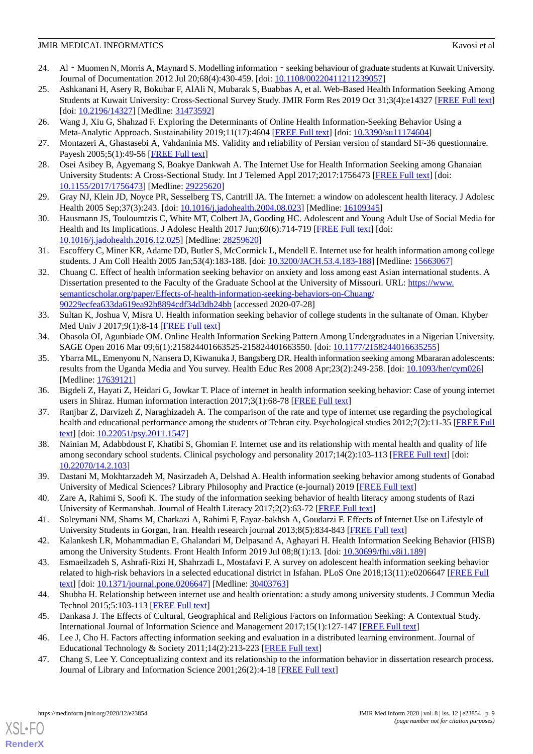24. Al‐Muomen N, Morris A, Maynard S. Modelling information‐seeking behaviour of graduate students at Kuwait University. Journal of Documentation 2012 Jul 20;68(4):430-459. [doi: 10.1108/00220411211239057]
25. Ashkanani H, Asery R, Bokubar F, AlAli N, Mubarak S, Buabbas A, et al. Web-Based Health Information Seeking Among Students at Kuwait University: Cross-Sectional Survey Study. JMIR Form Res 2019 Oct 31;3(4):e14327 [FREE Full text] [doi: 10.2196/14327] [Medline: 31473592]
26. Wang J, Xiu G, Shahzad F. Exploring the Determinants of Online Health Information-Seeking Behavior Using a Meta-Analytic Approach. Sustainability 2019;11(17):4604 [FREE Full text] [doi: 10.3390/su11174604]
27. Montazeri A, Ghastasebi A, Vahdaninia MS. Validity and reliability of Persian version of standard SF-36 questionnaire. Payesh 2005;5(1):49-56 [FREE Full text]
28. Osei Asibey B, Agyemang S, Boakye Dankwah A. The Internet Use for Health Information Seeking among Ghanaian University Students: A Cross-Sectional Study. Int J Telemed Appl 2017;2017:1756473 [FREE Full text] [doi: 10.1155/2017/1756473] [Medline: 29225620]
29. Gray NJ, Klein JD, Noyce PR, Sesselberg TS, Cantrill JA. The Internet: a window on adolescent health literacy. J Adolesc Health 2005 Sep;37(3):243. [doi: 10.1016/j.jadohealth.2004.08.023] [Medline: 16109345]
30. Hausmann JS, Touloumtzis C, White MT, Colbert JA, Gooding HC. Adolescent and Young Adult Use of Social Media for Health and Its Implications. J Adolesc Health 2017 Jun;60(6):714-719 [FREE Full text] [doi: 10.1016/j.jadohealth.2016.12.025] [Medline: 28259620]
31. Escoffery C, Miner KR, Adame DD, Butler S, McCormick L, Mendell E. Internet use for health information among college students. J Am Coll Health 2005 Jan;53(4):183-188. [doi: 10.3200/JACH.53.4.183-188] [Medline: 15663067]
32. Chuang C. Effect of health information seeking behavior on anxiety and loss among east Asian international students. A Dissertation presented to the Faculty of the Graduate School at the University of Missouri. URL: https://www.semanticscholar.org/paper/Effects-of-health-information-seeking-behaviors-on-Chuang/90229ecfea633da619ea92b8894cdf34d3db24bb [accessed 2020-07-28]
33. Sultan K, Joshua V, Misra U. Health information seeking behavior of college students in the sultanate of Oman. Khyber Med Univ J 2017;9(1):8-14 [FREE Full text]
34. Obasola OI, Agunbiade OM. Online Health Information Seeking Pattern Among Undergraduates in a Nigerian University. SAGE Open 2016 Mar 09;6(1):215824401663525-215824401663550. [doi: 10.1177/2158244016635255]
35. Ybarra ML, Emenyonu N, Nansera D, Kiwanuka J, Bangsberg DR. Health information seeking among Mbararan adolescents: results from the Uganda Media and You survey. Health Educ Res 2008 Apr;23(2):249-258. [doi: 10.1093/her/cym026] [Medline: 17639121]
36. Bigdeli Z, Hayati Z, Heidari G, Jowkar T. Place of internet in health information seeking behavior: Case of young internet users in Shiraz. Human information interaction 2017;3(1):68-78 [FREE Full text]
37. Ranjbar Z, Darvizeh Z, Naraghizadeh A. The comparison of the rate and type of internet use regarding the psychological health and educational performance among the students of Tehran city. Psychological studies 2012;7(2):11-35 [FREE Full text] [doi: 10.22051/psy.2011.1547]
38. Nainian M, Adabbdoust F, Khatibi S, Ghomian F. Internet use and its relationship with mental health and quality of life among secondary school students. Clinical psychology and personality 2017;14(2):103-113 [FREE Full text] [doi: 10.22070/14.2.103]
39. Dastani M, Mokhtarzadeh M, Nasirzadeh A, Delshad A. Health information seeking behavior among students of Gonabad University of Medical Sciences? Library Philosophy and Practice (e-journal) 2019 [FREE Full text]
40. Zare A, Rahimi S, Soofi K. The study of the information seeking behavior of health literacy among students of Razi University of Kermanshah. Journal of Health Literacy 2017;2(2):63-72 [FREE Full text]
41. Soleymani NM, Shams M, Charkazi A, Rahimi F, Fayaz-bakhsh A, Goudarzi F. Effects of Internet Use on Lifestyle of University Students in Gorgan, Iran. Health research journal 2013;8(5):834-843 [FREE Full text]
42. Kalankesh LR, Mohammadian E, Ghalandari M, Delpasand A, Aghayari H. Health Information Seeking Behavior (HISB) among the University Students. Front Health Inform 2019 Jul 08;8(1):13. [doi: 10.30699/fhi.v8i1.189]
43. Esmaeilzadeh S, Ashrafi-Rizi H, Shahrzadi L, Mostafavi F. A survey on adolescent health information seeking behavior related to high-risk behaviors in a selected educational district in Isfahan. PLoS One 2018;13(11):e0206647 [FREE Full text] [doi: 10.1371/journal.pone.0206647] [Medline: 30403763]
44. Shubha H. Relationship between internet use and health orientation: a study among university students. J Commun Media Technol 2015;5:103-113 [FREE Full text]
45. Dankasa J. The Effects of Cultural, Geographical and Religious Factors on Information Seeking: A Contextual Study. International Journal of Information Science and Management 2017;15(1):127-147 [FREE Full text]
46. Lee J, Cho H. Factors affecting information seeking and evaluation in a distributed learning environment. Journal of Educational Technology & Society 2011;14(2):213-223 [FREE Full text]
47. Chang S, Lee Y. Conceptualizing context and its relationship to the information behavior in dissertation research process. Journal of Library and Information Science 2001;26(2):4-18 [FREE Full text]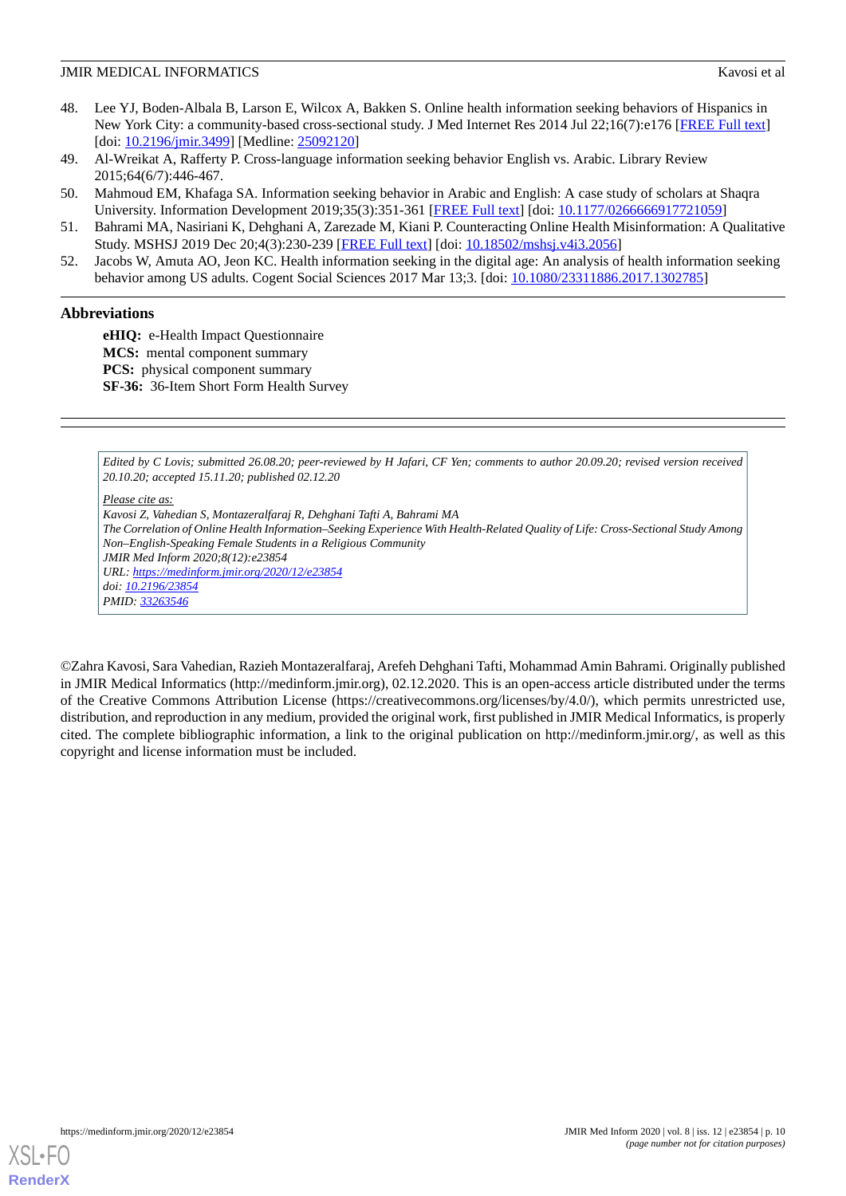48. Lee YJ, Boden-Albala B, Larson E, Wilcox A, Bakken S. Online health information seeking behaviors of Hispanics in New York City: a community-based cross-sectional study. J Med Internet Res 2014 Jul 22;16(7):e176 [FREE Full text] [doi: 10.2196/jmir.3499] [Medline: 25092120]
49. Al-Wreikat A, Rafferty P. Cross-language information seeking behavior English vs. Arabic. Library Review 2015;64(6/7):446-467.
50. Mahmoud EM, Khafaga SA. Information seeking behavior in Arabic and English: A case study of scholars at Shaqra University. Information Development 2019;35(3):351-361 [FREE Full text] [doi: 10.1177/0266666917721059]
51. Bahrami MA, Nasiriani K, Dehghani A, Zarezade M, Kiani P. Counteracting Online Health Misinformation: A Qualitative Study. MSHSJ 2019 Dec 20;4(3):230-239 [FREE Full text] [doi: 10.18502/mshsj.v4i3.2056]
52. Jacobs W, Amuta AO, Jeon KC. Health information seeking in the digital age: An analysis of health information seeking behavior among US adults. Cogent Social Sciences 2017 Mar 13;3. [doi: 10.1080/23311886.2017.1302785]

## Abbreviations

**eHIQ:** e-Health Impact Questionnaire
**MCS:** mental component summary
**PCS:** physical component summary
**SF-36:** 36-Item Short Form Health Survey

---

*Edited by C Lovis; submitted 26.08.20; peer-reviewed by H Jafari, CF Yen; comments to author 20.09.20; revised version received 20.10.20; accepted 15.11.20; published 02.12.20*

*Please cite as:*
*Kavosi Z, Vahedian S, Montazeralfaraj R, Dehghani Tafti A, Bahrami MA*
*The Correlation of Online Health Information–Seeking Experience With Health-Related Quality of Life: Cross-Sectional Study Among Non–English-Speaking Female Students in a Religious Community*
*JMIR Med Inform 2020;8(12):e23854*
*URL: https://medinform.jmir.org/2020/12/e23854*
*doi: 10.2196/23854*
*PMID: 33263546*

©Zahra Kavosi, Sara Vahedian, Razieh Montazeralfaraj, Arefeh Dehghani Tafti, Mohammad Amin Bahrami. Originally published in JMIR Medical Informatics (http://medinform.jmir.org), 02.12.2020. This is an open-access article distributed under the terms of the Creative Commons Attribution License (https://creativecommons.org/licenses/by/4.0/), which permits unrestricted use, distribution, and reproduction in any medium, provided the original work, first published in JMIR Medical Informatics, is properly cited. The complete bibliographic information, a link to the original publication on http://medinform.jmir.org/, as well as this copyright and license information must be included.